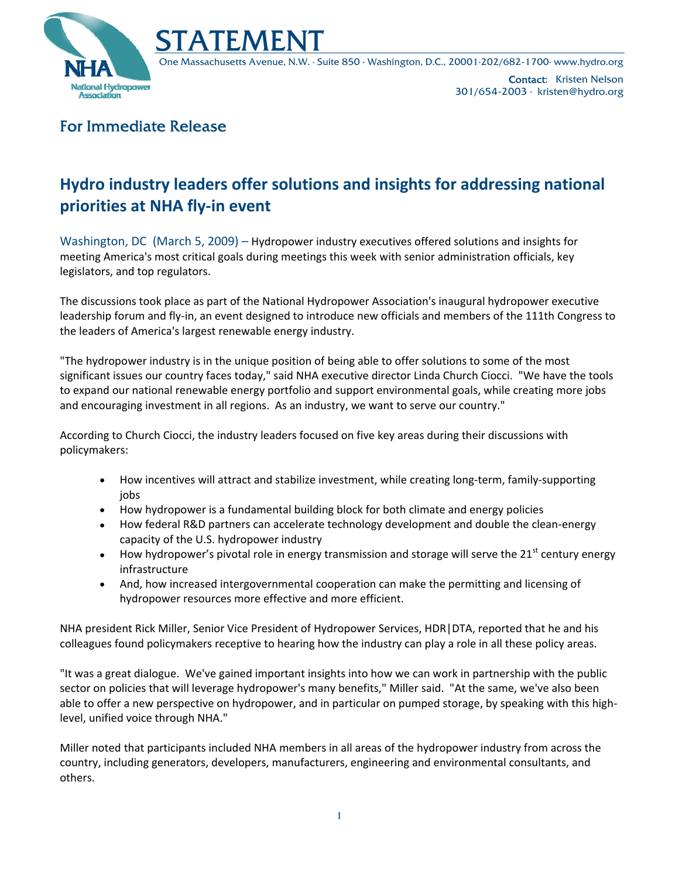# STATEMENT

One Massachusetts Avenue, N.W. · Suite 850 · Washington, D.C., 20001·202/682-1700· www.hydro.org

**Contact:** Kristen Nelson
301/654-2003 · kristen@hydro.org

## For Immediate Release

# Hydro industry leaders offer solutions and insights for addressing national priorities at NHA fly-in event

Washington, DC (March 5, 2009) – Hydropower industry executives offered solutions and insights for meeting America's most critical goals during meetings this week with senior administration officials, key legislators, and top regulators.

The discussions took place as part of the National Hydropower Association's inaugural hydropower executive leadership forum and fly-in, an event designed to introduce new officials and members of the 111th Congress to the leaders of America's largest renewable energy industry.

"The hydropower industry is in the unique position of being able to offer solutions to some of the most significant issues our country faces today," said NHA executive director Linda Church Ciocci. "We have the tools to expand our national renewable energy portfolio and support environmental goals, while creating more jobs and encouraging investment in all regions. As an industry, we want to serve our country."

According to Church Ciocci, the industry leaders focused on five key areas during their discussions with policymakers:

- How incentives will attract and stabilize investment, while creating long-term, family-supporting jobs
- How hydropower is a fundamental building block for both climate and energy policies
- How federal R&D partners can accelerate technology development and double the clean-energy capacity of the U.S. hydropower industry
- How hydropower's pivotal role in energy transmission and storage will serve the 21st century energy infrastructure
- And, how increased intergovernmental cooperation can make the permitting and licensing of hydropower resources more effective and more efficient.

NHA president Rick Miller, Senior Vice President of Hydropower Services, HDR|DTA, reported that he and his colleagues found policymakers receptive to hearing how the industry can play a role in all these policy areas.

"It was a great dialogue. We've gained important insights into how we can work in partnership with the public sector on policies that will leverage hydropower's many benefits," Miller said. "At the same, we've also been able to offer a new perspective on hydropower, and in particular on pumped storage, by speaking with this high-level, unified voice through NHA."

Miller noted that participants included NHA members in all areas of the hydropower industry from across the country, including generators, developers, manufacturers, engineering and environmental consultants, and others.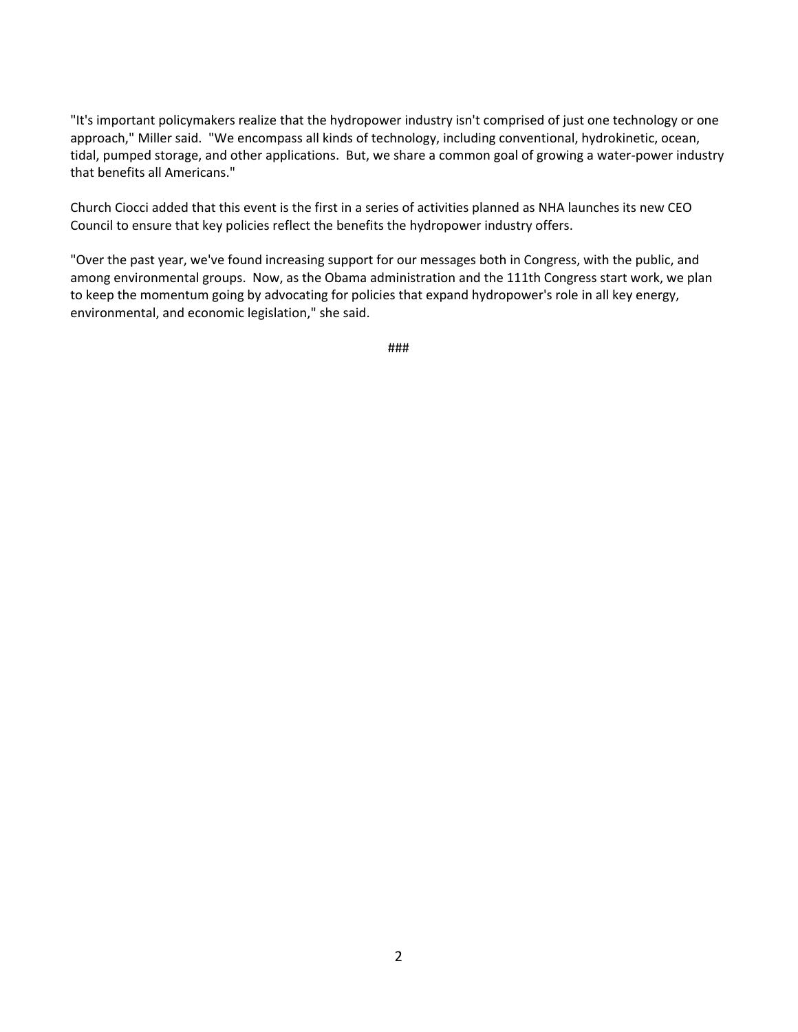"It's important policymakers realize that the hydropower industry isn't comprised of just one technology or one approach," Miller said.  "We encompass all kinds of technology, including conventional, hydrokinetic, ocean, tidal, pumped storage, and other applications.  But, we share a common goal of growing a water-power industry that benefits all Americans."

Church Ciocci added that this event is the first in a series of activities planned as NHA launches its new CEO Council to ensure that key policies reflect the benefits the hydropower industry offers.

"Over the past year, we've found increasing support for our messages both in Congress, with the public, and among environmental groups.  Now, as the Obama administration and the 111th Congress start work, we plan to keep the momentum going by advocating for policies that expand hydropower's role in all key energy, environmental, and economic legislation," she said.

###